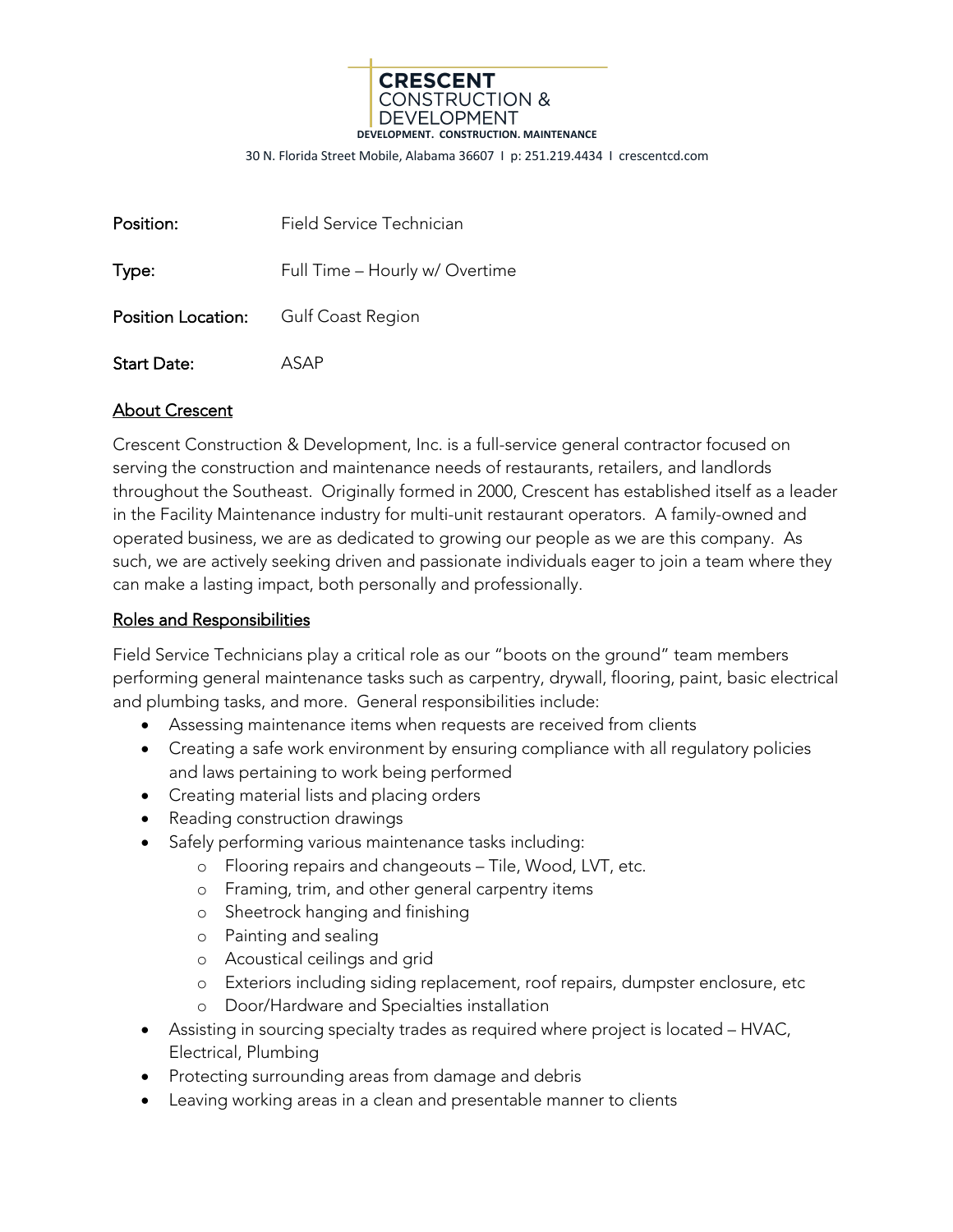**CRESCENT**
CONSTRUCTION & DEVELOPMENT
**DEVELOPMENT. CONSTRUCTION. MAINTENANCE**

30 N. Florida Street Mobile, Alabama 36607 I p: 251.219.4434 I crescentcd.com

| | |
|---|---|
| Position: | Field Service Technician |
| Type: | Full Time – Hourly w/ Overtime |
| Position Location: | Gulf Coast Region |
| Start Date: | ASAP |

## About Crescent

Crescent Construction & Development, Inc. is a full-service general contractor focused on serving the construction and maintenance needs of restaurants, retailers, and landlords throughout the Southeast. Originally formed in 2000, Crescent has established itself as a leader in the Facility Maintenance industry for multi-unit restaurant operators. A family-owned and operated business, we are as dedicated to growing our people as we are this company. As such, we are actively seeking driven and passionate individuals eager to join a team where they can make a lasting impact, both personally and professionally.

## Roles and Responsibilities

Field Service Technicians play a critical role as our "boots on the ground" team members performing general maintenance tasks such as carpentry, drywall, flooring, paint, basic electrical and plumbing tasks, and more. General responsibilities include:

- Assessing maintenance items when requests are received from clients
- Creating a safe work environment by ensuring compliance with all regulatory policies and laws pertaining to work being performed
- Creating material lists and placing orders
- Reading construction drawings
- Safely performing various maintenance tasks including:
  - Flooring repairs and changeouts – Tile, Wood, LVT, etc.
  - Framing, trim, and other general carpentry items
  - Sheetrock hanging and finishing
  - Painting and sealing
  - Acoustical ceilings and grid
  - Exteriors including siding replacement, roof repairs, dumpster enclosure, etc
  - Door/Hardware and Specialties installation
- Assisting in sourcing specialty trades as required where project is located – HVAC, Electrical, Plumbing
- Protecting surrounding areas from damage and debris
- Leaving working areas in a clean and presentable manner to clients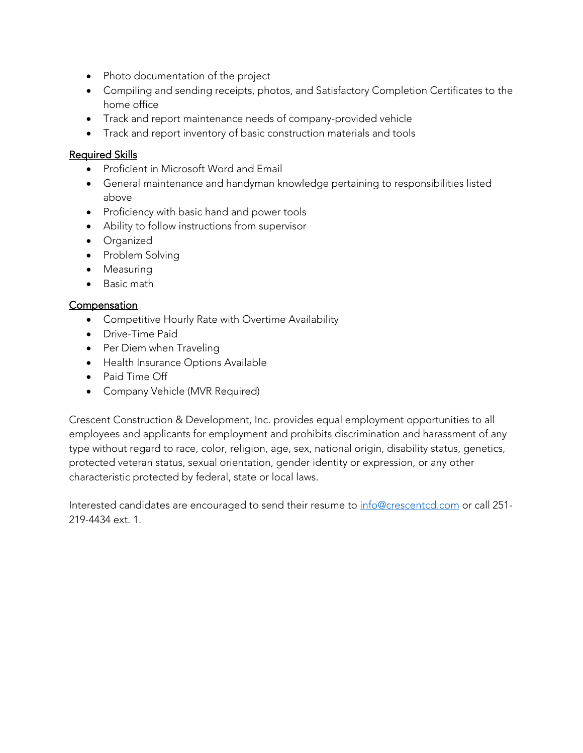- Photo documentation of the project
- Compiling and sending receipts, photos, and Satisfactory Completion Certificates to the home office
- Track and report maintenance needs of company-provided vehicle
- Track and report inventory of basic construction materials and tools

## Required Skills

- Proficient in Microsoft Word and Email
- General maintenance and handyman knowledge pertaining to responsibilities listed above
- Proficiency with basic hand and power tools
- Ability to follow instructions from supervisor
- Organized
- Problem Solving
- Measuring
- Basic math

## Compensation

- Competitive Hourly Rate with Overtime Availability
- Drive-Time Paid
- Per Diem when Traveling
- Health Insurance Options Available
- Paid Time Off
- Company Vehicle (MVR Required)

Crescent Construction & Development, Inc. provides equal employment opportunities to all employees and applicants for employment and prohibits discrimination and harassment of any type without regard to race, color, religion, age, sex, national origin, disability status, genetics, protected veteran status, sexual orientation, gender identity or expression, or any other characteristic protected by federal, state or local laws.

Interested candidates are encouraged to send their resume to info@crescentcd.com or call 251-219-4434 ext. 1.